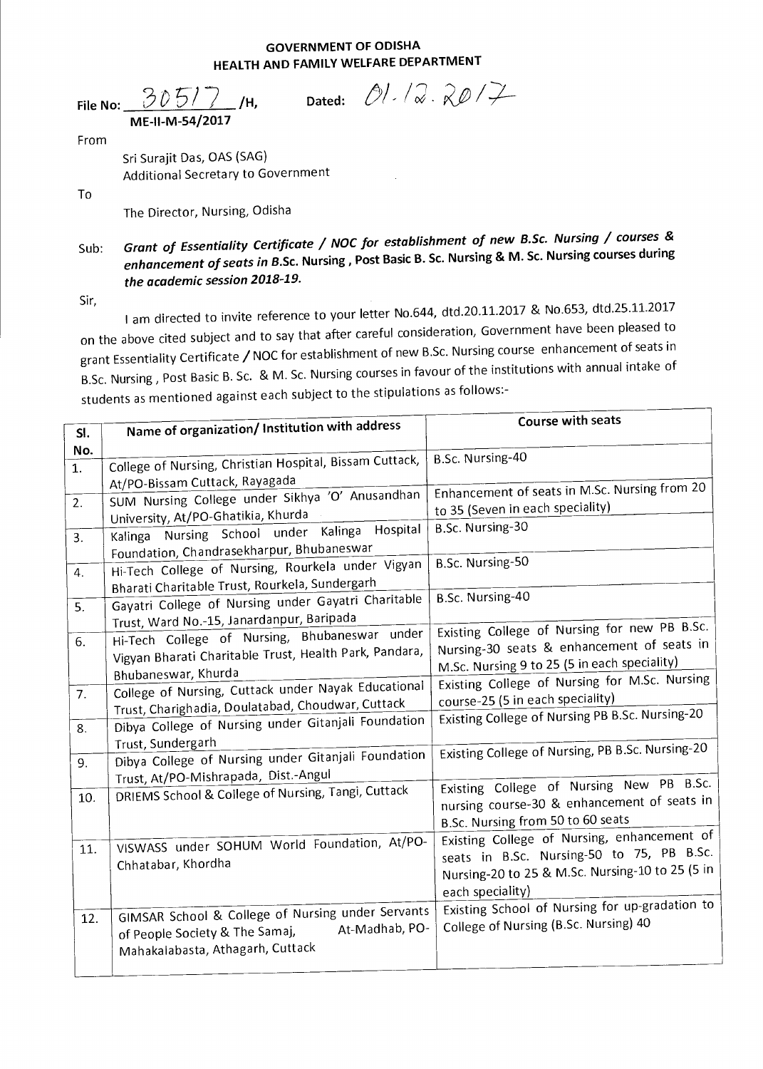**GOVERNMENT OF ODISHA**
**HEALTH AND FAMILY WELFARE DEPARTMENT**

File No: 30517 /H, Dated: 01.12.2017
ME-II-M-54/2017

From

Sri Surajit Das, OAS (SAG)
Additional Secretary to Government

To

The Director, Nursing, Odisha

Sub: ***Grant of Essentiality Certificate / NOC for establishment of new B.Sc. Nursing / courses & enhancement of seats in B.Sc. Nursing, Post Basic B. Sc. Nursing & M. Sc. Nursing courses during the academic session 2018-19.***

Sir,

I am directed to invite reference to your letter No.644, dtd.20.11.2017 & No.653, dtd.25.11.2017 on the above cited subject and to say that after careful consideration, Government have been pleased to grant Essentiality Certificate / NOC for establishment of new B.Sc. Nursing course enhancement of seats in B.Sc. Nursing, Post Basic B. Sc. & M. Sc. Nursing courses in favour of the institutions with annual intake of students as mentioned against each subject to the stipulations as follows:-

| Sl. No. | Name of organization/ Institution with address | Course with seats |
|---|---|---|
| 1. | College of Nursing, Christian Hospital, Bissam Cuttack, At/PO-Bissam Cuttack, Rayagada | B.Sc. Nursing-40 |
| 2. | SUM Nursing College under Sikhya 'O' Anusandhan University, At/PO-Ghatikia, Khurda | Enhancement of seats in M.Sc. Nursing from 20 to 35 (Seven in each speciality) |
| 3. | Kalinga Nursing School under Kalinga Hospital Foundation, Chandrasekharpur, Bhubaneswar | B.Sc. Nursing-30 |
| 4. | Hi-Tech College of Nursing, Rourkela under Vigyan Bharati Charitable Trust, Rourkela, Sundergarh | B.Sc. Nursing-50 |
| 5. | Gayatri College of Nursing under Gayatri Charitable Trust, Ward No.-15, Janardanpur, Baripada | B.Sc. Nursing-40 |
| 6. | Hi-Tech College of Nursing, Bhubaneswar under Vigyan Bharati Charitable Trust, Health Park, Pandara, Bhubaneswar, Khurda | Existing College of Nursing for new PB B.Sc. Nursing-30 seats & enhancement of seats in M.Sc. Nursing 9 to 25 (5 in each speciality) |
| 7. | College of Nursing, Cuttack under Nayak Educational Trust, Charighadia, Doulatabad, Choudwar, Cuttack | Existing College of Nursing for M.Sc. Nursing course-25 (5 in each speciality) |
| 8. | Dibya College of Nursing under Gitanjali Foundation Trust, Sundergarh | Existing College of Nursing PB B.Sc. Nursing-20 |
| 9. | Dibya College of Nursing under Gitanjali Foundation Trust, At/PO-Mishrapada, Dist.-Angul | Existing College of Nursing, PB B.Sc. Nursing-20 |
| 10. | DRIEMS School & College of Nursing, Tangi, Cuttack | Existing College of Nursing New PB B.Sc. nursing course-30 & enhancement of seats in B.Sc. Nursing from 50 to 60 seats |
| 11. | VISWASS under SOHUM World Foundation, At/PO-Chhatabar, Khordha | Existing College of Nursing, enhancement of seats in B.Sc. Nursing-50 to 75, PB B.Sc. Nursing-20 to 25 & M.Sc. Nursing-10 to 25 (5 in each speciality) |
| 12. | GIMSAR School & College of Nursing under Servants of People Society & The Samaj, At-Madhab, PO-Mahakalabasta, Athagarh, Cuttack | Existing School of Nursing for up-gradation to College of Nursing (B.Sc. Nursing) 40 |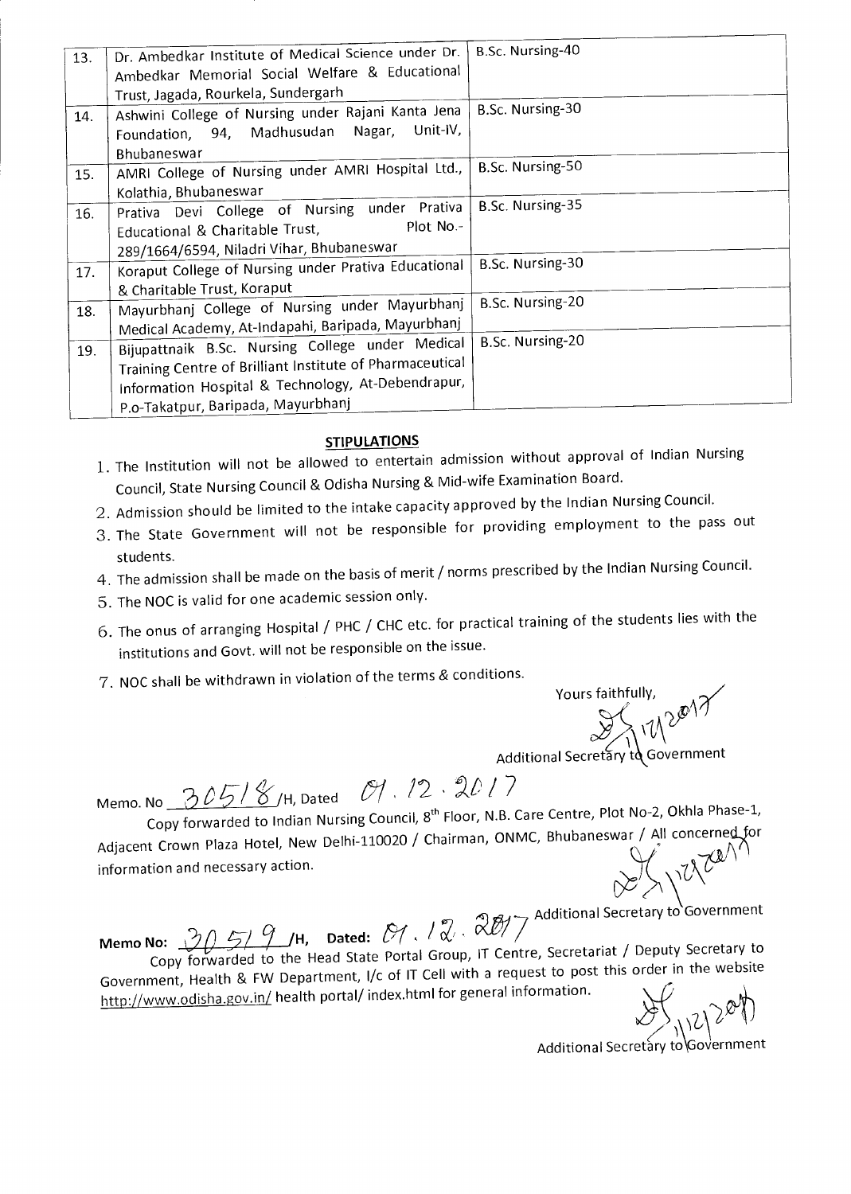| | | |
|---|---|---|
| 13. | Dr. Ambedkar Institute of Medical Science under Dr. Ambedkar Memorial Social Welfare & Educational Trust, Jagada, Rourkela, Sundergarh | B.Sc. Nursing-40 |
| 14. | Ashwini College of Nursing under Rajani Kanta Jena Foundation, 94, Madhusudan Nagar, Unit-IV, Bhubaneswar | B.Sc. Nursing-30 |
| 15. | AMRI College of Nursing under AMRI Hospital Ltd., Kolathia, Bhubaneswar | B.Sc. Nursing-50 |
| 16. | Prativa Devi College of Nursing under Prativa Educational & Charitable Trust, Plot No.-289/1664/6594, Niladri Vihar, Bhubaneswar | B.Sc. Nursing-35 |
| 17. | Koraput College of Nursing under Prativa Educational & Charitable Trust, Koraput | B.Sc. Nursing-30 |
| 18. | Mayurbhanj College of Nursing under Mayurbhanj Medical Academy, At-Indapahi, Baripada, Mayurbhanj | B.Sc. Nursing-20 |
| 19. | Bijupattnaik B.Sc. Nursing College under Medical Training Centre of Brilliant Institute of Pharmaceutical Information Hospital & Technology, At-Debendrapur, P.o-Takatpur, Baripada, Mayurbhanj | B.Sc. Nursing-20 |

**STIPULATIONS**

1. The Institution will not be allowed to entertain admission without approval of Indian Nursing Council, State Nursing Council & Odisha Nursing & Mid-wife Examination Board.
2. Admission should be limited to the intake capacity approved by the Indian Nursing Council.
3. The State Government will not be responsible for providing employment to the pass out students.
4. The admission shall be made on the basis of merit / norms prescribed by the Indian Nursing Council.
5. The NOC is valid for one academic session only.
6. The onus of arranging Hospital / PHC / CHC etc. for practical training of the students lies with the institutions and Govt. will not be responsible on the issue.
7. NOC shall be withdrawn in violation of the terms & conditions.

Yours faithfully,

1/12/2017

Additional Secretary to Government

Memo. No 30518/H, Dated 01.12.2017

Copy forwarded to Indian Nursing Council, 8th Floor, N.B. Care Centre, Plot No-2, Okhla Phase-1, Adjacent Crown Plaza Hotel, New Delhi-110020 / Chairman, ONMC, Bhubaneswar / All concerned for information and necessary action.

1/12/2017

Additional Secretary to Government

Memo No: 30519/H, Dated: 01.12.2017

Copy forwarded to the Head State Portal Group, IT Centre, Secretariat / Deputy Secretary to Government, Health & FW Department, I/c of IT Cell with a request to post this order in the website http://www.odisha.gov.in/ health portal/ index.html for general information.

1/12/2017

Additional Secretary to Government